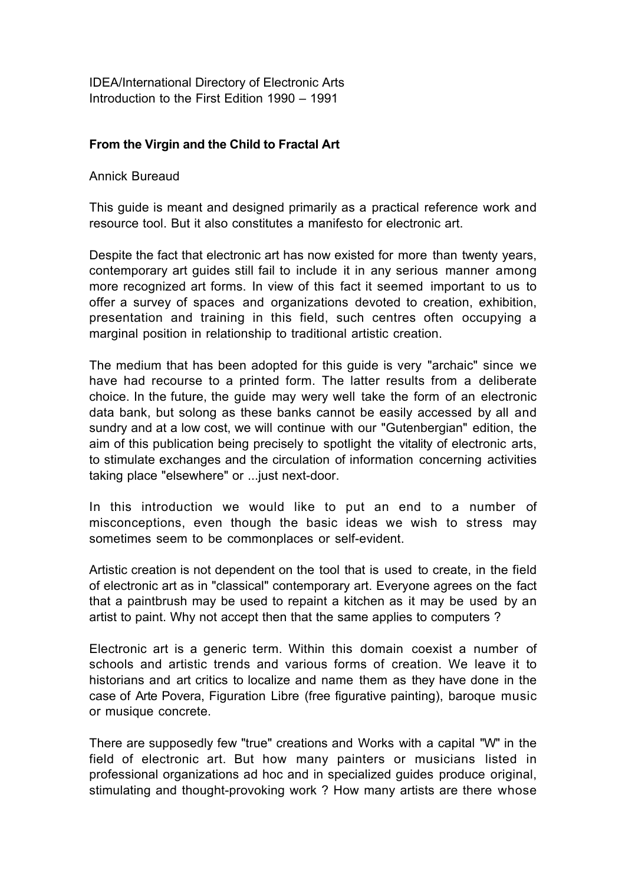IDEA/International Directory of Electronic Arts
Introduction to the First Edition 1990 – 1991

## From the Virgin and the Child to Fractal Art

Annick Bureaud

This guide is meant and designed primarily as a practical reference work and resource tool. But it also constitutes a manifesto for electronic art.

Despite the fact that electronic art has now existed for more than twenty years, contemporary art guides still fail to include it in any serious manner among more recognized art forms. In view of this fact it seemed important to us to offer a survey of spaces and organizations devoted to creation, exhibition, presentation and training in this field, such centres often occupying a marginal position in relationship to traditional artistic creation.

The medium that has been adopted for this guide is very "archaic" since we have had recourse to a printed form. The latter results from a deliberate choice. In the future, the guide may wery well take the form of an electronic data bank, but solong as these banks cannot be easily accessed by all and sundry and at a low cost, we will continue with our "Gutenbergian" edition, the aim of this publication being precisely to spotlight the vitality of electronic arts, to stimulate exchanges and the circulation of information concerning activities taking place "elsewhere" or ...just next-door.

In this introduction we would like to put an end to a number of misconceptions, even though the basic ideas we wish to stress may sometimes seem to be commonplaces or self-evident.

Artistic creation is not dependent on the tool that is used to create, in the field of electronic art as in "classical" contemporary art. Everyone agrees on the fact that a paintbrush may be used to repaint a kitchen as it may be used by an artist to paint. Why not accept then that the same applies to computers ?

Electronic art is a generic term. Within this domain coexist a number of schools and artistic trends and various forms of creation. We leave it to historians and art critics to localize and name them as they have done in the case of Arte Povera, Figuration Libre (free figurative painting), baroque music or musique concrete.

There are supposedly few "true" creations and Works with a capital "W" in the field of electronic art. But how many painters or musicians listed in professional organizations ad hoc and in specialized guides produce original, stimulating and thought-provoking work ? How many artists are there whose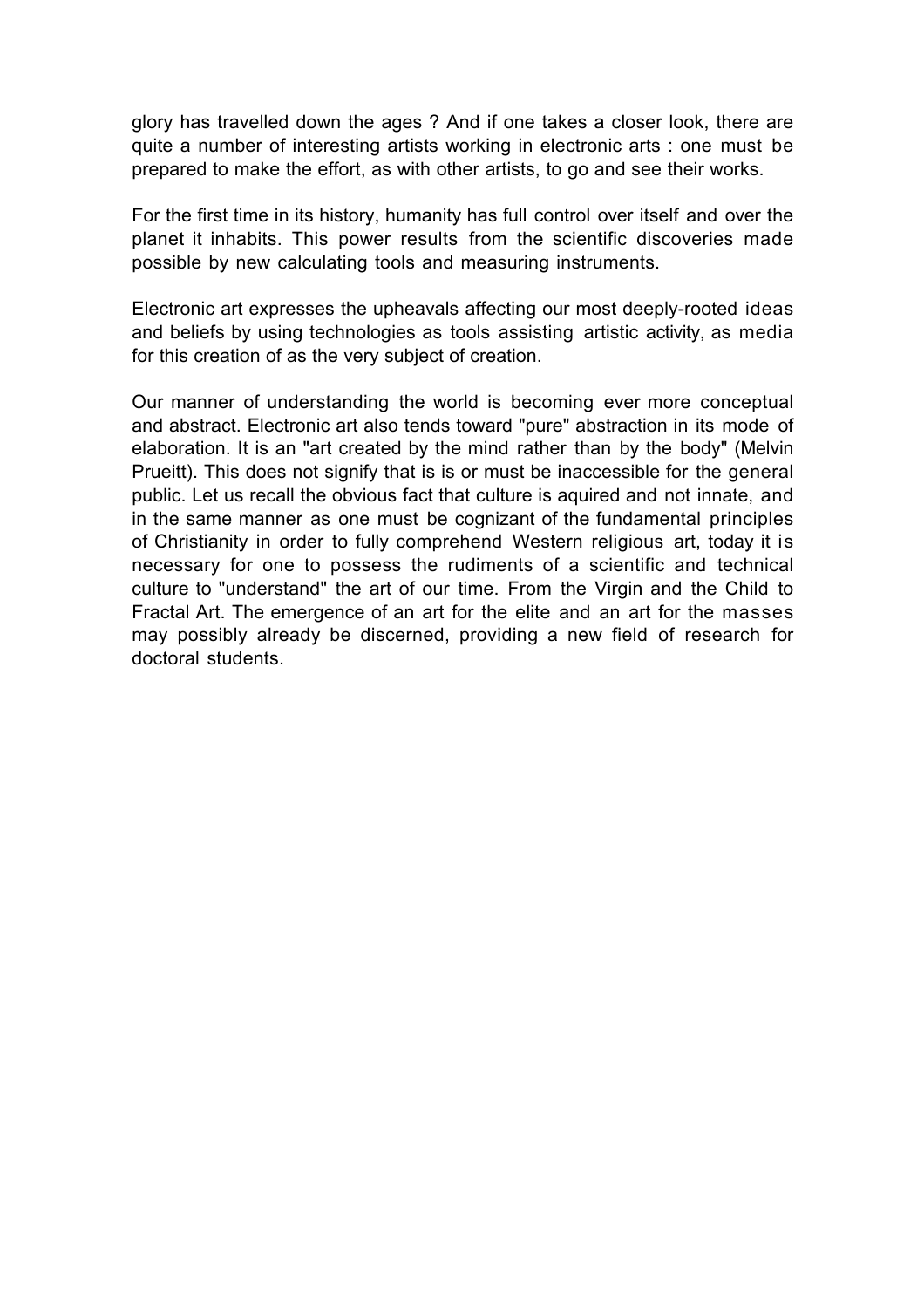glory has travelled down the ages ? And if one takes a closer look, there are quite a number of interesting artists working in electronic arts : one must be prepared to make the effort, as with other artists, to go and see their works.

For the first time in its history, humanity has full control over itself and over the planet it inhabits. This power results from the scientific discoveries made possible by new calculating tools and measuring instruments.

Electronic art expresses the upheavals affecting our most deeply-rooted ideas and beliefs by using technologies as tools assisting artistic activity, as media for this creation of as the very subject of creation.

Our manner of understanding the world is becoming ever more conceptual and abstract. Electronic art also tends toward "pure" abstraction in its mode of elaboration. It is an "art created by the mind rather than by the body" (Melvin Prueitt). This does not signify that is is or must be inaccessible for the general public. Let us recall the obvious fact that culture is aquired and not innate, and in the same manner as one must be cognizant of the fundamental principles of Christianity in order to fully comprehend Western religious art, today it is necessary for one to possess the rudiments of a scientific and technical culture to "understand" the art of our time. From the Virgin and the Child to Fractal Art. The emergence of an art for the elite and an art for the masses may possibly already be discerned, providing a new field of research for doctoral students.